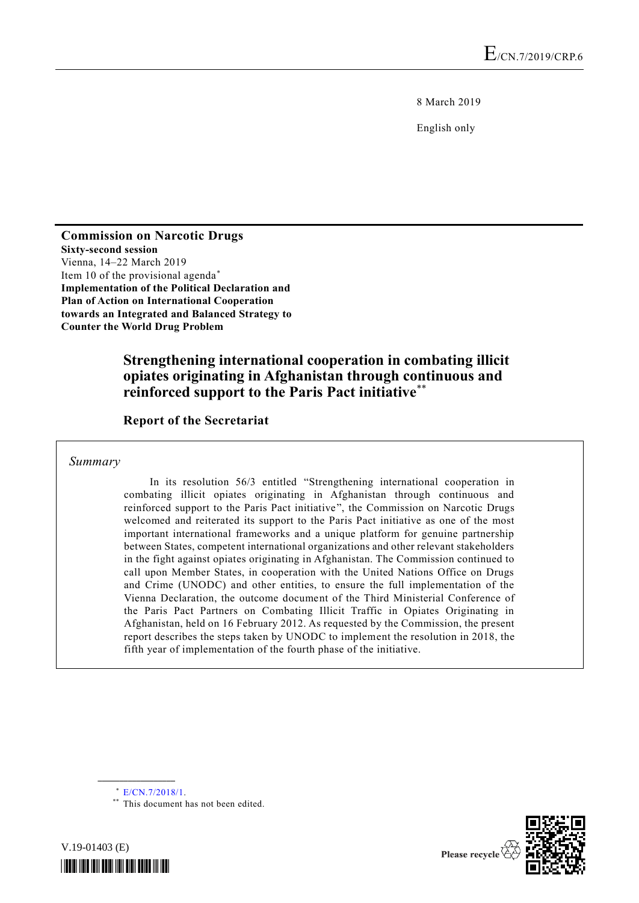E/CN.7/2019/CRP.6

8 March 2019

English only

**Commission on Narcotic Drugs**
**Sixty-second session**
Vienna, 14–22 March 2019
Item 10 of the provisional agenda[*]
**Implementation of the Political Declaration and Plan of Action on International Cooperation towards an Integrated and Balanced Strategy to Counter the World Drug Problem**

# Strengthening international cooperation in combating illicit opiates originating in Afghanistan through continuous and reinforced support to the Paris Pact initiative[**]

## Report of the Secretariat

*Summary*

In its resolution 56/3 entitled "Strengthening international cooperation in combating illicit opiates originating in Afghanistan through continuous and reinforced support to the Paris Pact initiative", the Commission on Narcotic Drugs welcomed and reiterated its support to the Paris Pact initiative as one of the most important international frameworks and a unique platform for genuine partnership between States, competent international organizations and other relevant stakeholders in the fight against opiates originating in Afghanistan. The Commission continued to call upon Member States, in cooperation with the United Nations Office on Drugs and Crime (UNODC) and other entities, to ensure the full implementation of the Vienna Declaration, the outcome document of the Third Ministerial Conference of the Paris Pact Partners on Combating Illicit Traffic in Opiates Originating in Afghanistan, held on 16 February 2012. As requested by the Commission, the present report describes the steps taken by UNODC to implement the resolution in 2018, the fifth year of implementation of the fourth phase of the initiative.

[*] E/CN.7/2018/1.

[**] This document has not been edited.

V.19-01403 (E)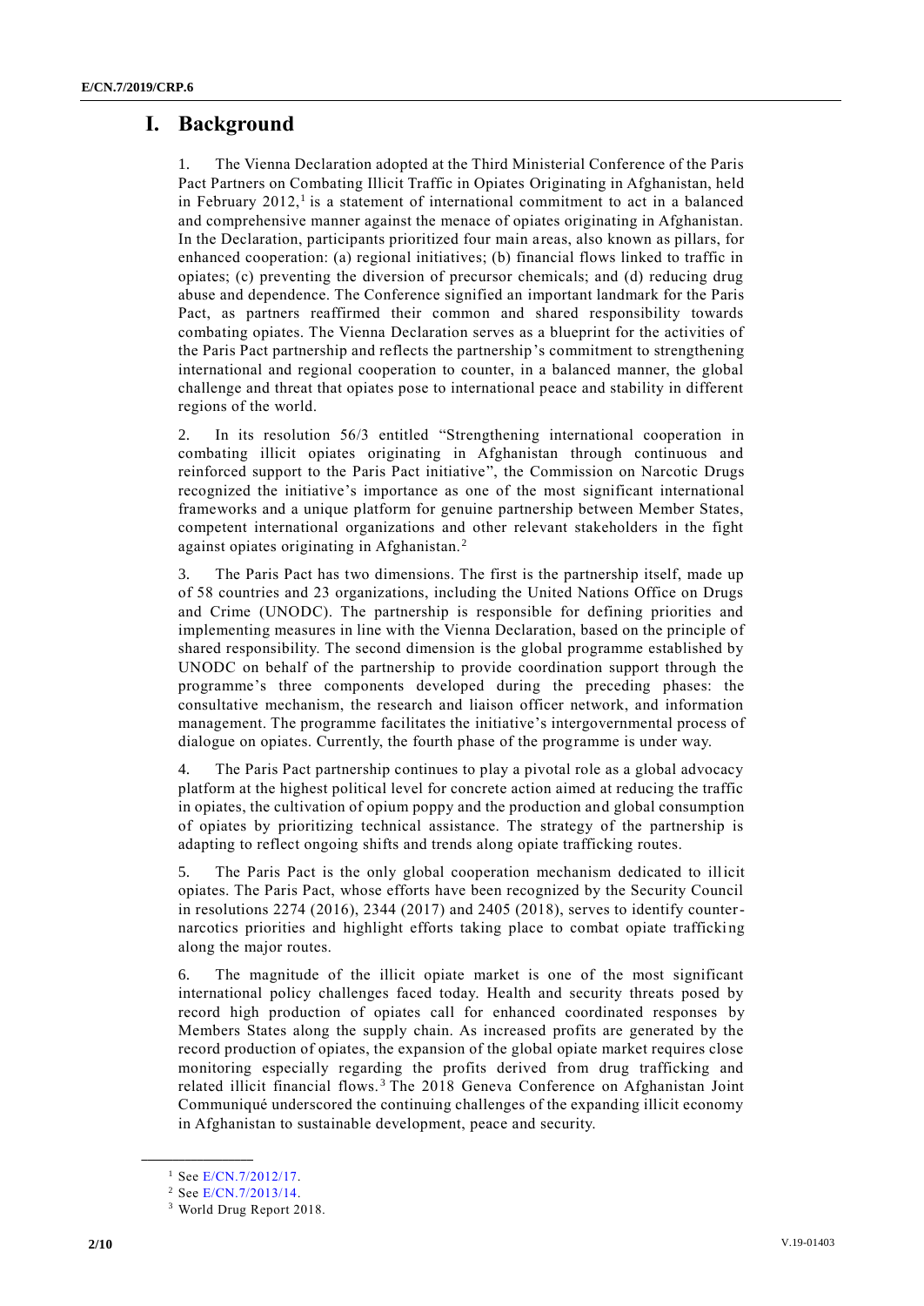# I. Background

1. The Vienna Declaration adopted at the Third Ministerial Conference of the Paris Pact Partners on Combating Illicit Traffic in Opiates Originating in Afghanistan, held in February 2012,[1] is a statement of international commitment to act in a balanced and comprehensive manner against the menace of opiates originating in Afghanistan. In the Declaration, participants prioritized four main areas, also known as pillars, for enhanced cooperation: (a) regional initiatives; (b) financial flows linked to traffic in opiates; (c) preventing the diversion of precursor chemicals; and (d) reducing drug abuse and dependence. The Conference signified an important landmark for the Paris Pact, as partners reaffirmed their common and shared responsibility towards combating opiates. The Vienna Declaration serves as a blueprint for the activities of the Paris Pact partnership and reflects the partnership's commitment to strengthening international and regional cooperation to counter, in a balanced manner, the global challenge and threat that opiates pose to international peace and stability in different regions of the world.

2. In its resolution 56/3 entitled "Strengthening international cooperation in combating illicit opiates originating in Afghanistan through continuous and reinforced support to the Paris Pact initiative", the Commission on Narcotic Drugs recognized the initiative's importance as one of the most significant international frameworks and a unique platform for genuine partnership between Member States, competent international organizations and other relevant stakeholders in the fight against opiates originating in Afghanistan.[2]

3. The Paris Pact has two dimensions. The first is the partnership itself, made up of 58 countries and 23 organizations, including the United Nations Office on Drugs and Crime (UNODC). The partnership is responsible for defining priorities and implementing measures in line with the Vienna Declaration, based on the principle of shared responsibility. The second dimension is the global programme established by UNODC on behalf of the partnership to provide coordination support through the programme's three components developed during the preceding phases: the consultative mechanism, the research and liaison officer network, and information management. The programme facilitates the initiative's intergovernmental process of dialogue on opiates. Currently, the fourth phase of the programme is under way.

4. The Paris Pact partnership continues to play a pivotal role as a global advocacy platform at the highest political level for concrete action aimed at reducing the traffic in opiates, the cultivation of opium poppy and the production and global consumption of opiates by prioritizing technical assistance. The strategy of the partnership is adapting to reflect ongoing shifts and trends along opiate trafficking routes.

5. The Paris Pact is the only global cooperation mechanism dedicated to illicit opiates. The Paris Pact, whose efforts have been recognized by the Security Council in resolutions 2274 (2016), 2344 (2017) and 2405 (2018), serves to identify counter-narcotics priorities and highlight efforts taking place to combat opiate trafficking along the major routes.

6. The magnitude of the illicit opiate market is one of the most significant international policy challenges faced today. Health and security threats posed by record high production of opiates call for enhanced coordinated responses by Members States along the supply chain. As increased profits are generated by the record production of opiates, the expansion of the global opiate market requires close monitoring especially regarding the profits derived from drug trafficking and related illicit financial flows.[3] The 2018 Geneva Conference on Afghanistan Joint Communiqué underscored the continuing challenges of the expanding illicit economy in Afghanistan to sustainable development, peace and security.

---

[1] See E/CN.7/2012/17.

[2] See E/CN.7/2013/14.

[3] World Drug Report 2018.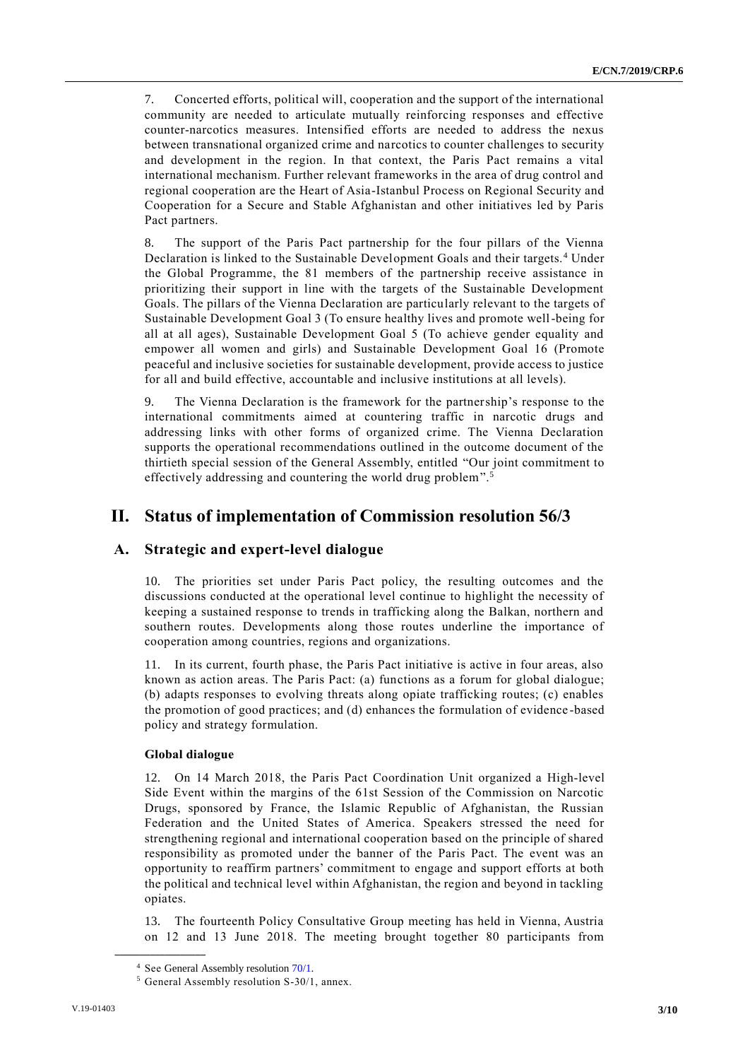7. Concerted efforts, political will, cooperation and the support of the international community are needed to articulate mutually reinforcing responses and effective counter-narcotics measures. Intensified efforts are needed to address the nexus between transnational organized crime and narcotics to counter challenges to security and development in the region. In that context, the Paris Pact remains a vital international mechanism. Further relevant frameworks in the area of drug control and regional cooperation are the Heart of Asia-Istanbul Process on Regional Security and Cooperation for a Secure and Stable Afghanistan and other initiatives led by Paris Pact partners.

8. The support of the Paris Pact partnership for the four pillars of the Vienna Declaration is linked to the Sustainable Development Goals and their targets.[4] Under the Global Programme, the 81 members of the partnership receive assistance in prioritizing their support in line with the targets of the Sustainable Development Goals. The pillars of the Vienna Declaration are particularly relevant to the targets of Sustainable Development Goal 3 (To ensure healthy lives and promote well-being for all at all ages), Sustainable Development Goal 5 (To achieve gender equality and empower all women and girls) and Sustainable Development Goal 16 (Promote peaceful and inclusive societies for sustainable development, provide access to justice for all and build effective, accountable and inclusive institutions at all levels).

9. The Vienna Declaration is the framework for the partnership's response to the international commitments aimed at countering traffic in narcotic drugs and addressing links with other forms of organized crime. The Vienna Declaration supports the operational recommendations outlined in the outcome document of the thirtieth special session of the General Assembly, entitled "Our joint commitment to effectively addressing and countering the world drug problem".[5]

## II. Status of implementation of Commission resolution 56/3

### A. Strategic and expert-level dialogue

10. The priorities set under Paris Pact policy, the resulting outcomes and the discussions conducted at the operational level continue to highlight the necessity of keeping a sustained response to trends in trafficking along the Balkan, northern and southern routes. Developments along those routes underline the importance of cooperation among countries, regions and organizations.

11. In its current, fourth phase, the Paris Pact initiative is active in four areas, also known as action areas. The Paris Pact: (a) functions as a forum for global dialogue; (b) adapts responses to evolving threats along opiate trafficking routes; (c) enables the promotion of good practices; and (d) enhances the formulation of evidence-based policy and strategy formulation.

#### Global dialogue

12. On 14 March 2018, the Paris Pact Coordination Unit organized a High-level Side Event within the margins of the 61st Session of the Commission on Narcotic Drugs, sponsored by France, the Islamic Republic of Afghanistan, the Russian Federation and the United States of America. Speakers stressed the need for strengthening regional and international cooperation based on the principle of shared responsibility as promoted under the banner of the Paris Pact. The event was an opportunity to reaffirm partners' commitment to engage and support efforts at both the political and technical level within Afghanistan, the region and beyond in tackling opiates.

13. The fourteenth Policy Consultative Group meeting has held in Vienna, Austria on 12 and 13 June 2018. The meeting brought together 80 participants from

---

[4] See General Assembly resolution 70/1.

[5] General Assembly resolution S-30/1, annex.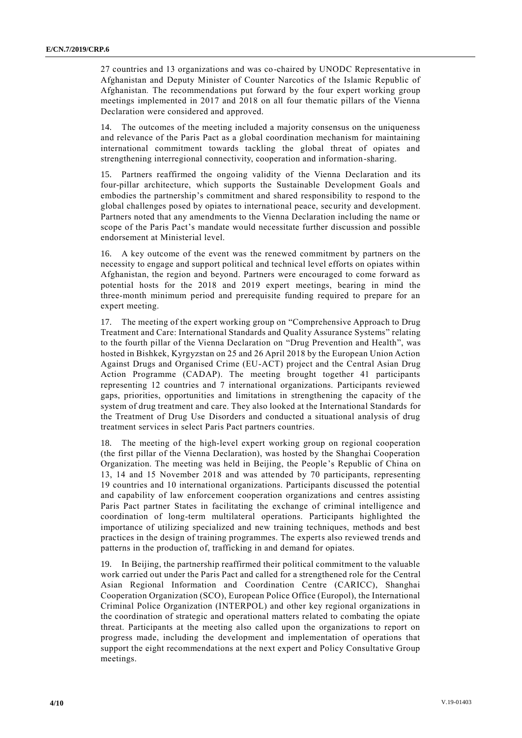27 countries and 13 organizations and was co-chaired by UNODC Representative in Afghanistan and Deputy Minister of Counter Narcotics of the Islamic Republic of Afghanistan. The recommendations put forward by the four expert working group meetings implemented in 2017 and 2018 on all four thematic pillars of the Vienna Declaration were considered and approved.

14. The outcomes of the meeting included a majority consensus on the uniqueness and relevance of the Paris Pact as a global coordination mechanism for maintaining international commitment towards tackling the global threat of opiates and strengthening interregional connectivity, cooperation and information-sharing.

15. Partners reaffirmed the ongoing validity of the Vienna Declaration and its four-pillar architecture, which supports the Sustainable Development Goals and embodies the partnership's commitment and shared responsibility to respond to the global challenges posed by opiates to international peace, security and development. Partners noted that any amendments to the Vienna Declaration including the name or scope of the Paris Pact's mandate would necessitate further discussion and possible endorsement at Ministerial level.

16. A key outcome of the event was the renewed commitment by partners on the necessity to engage and support political and technical level efforts on opiates within Afghanistan, the region and beyond. Partners were encouraged to come forward as potential hosts for the 2018 and 2019 expert meetings, bearing in mind the three-month minimum period and prerequisite funding required to prepare for an expert meeting.

17. The meeting of the expert working group on "Comprehensive Approach to Drug Treatment and Care: International Standards and Quality Assurance Systems" relating to the fourth pillar of the Vienna Declaration on "Drug Prevention and Health", was hosted in Bishkek, Kyrgyzstan on 25 and 26 April 2018 by the European Union Action Against Drugs and Organised Crime (EU-ACT) project and the Central Asian Drug Action Programme (CADAP). The meeting brought together 41 participants representing 12 countries and 7 international organizations. Participants reviewed gaps, priorities, opportunities and limitations in strengthening the capacity of the system of drug treatment and care. They also looked at the International Standards for the Treatment of Drug Use Disorders and conducted a situational analysis of drug treatment services in select Paris Pact partners countries.

18. The meeting of the high-level expert working group on regional cooperation (the first pillar of the Vienna Declaration), was hosted by the Shanghai Cooperation Organization. The meeting was held in Beijing, the People's Republic of China on 13, 14 and 15 November 2018 and was attended by 70 participants, representing 19 countries and 10 international organizations. Participants discussed the potential and capability of law enforcement cooperation organizations and centres assisting Paris Pact partner States in facilitating the exchange of criminal intelligence and coordination of long-term multilateral operations. Participants highlighted the importance of utilizing specialized and new training techniques, methods and best practices in the design of training programmes. The experts also reviewed trends and patterns in the production of, trafficking in and demand for opiates.

19. In Beijing, the partnership reaffirmed their political commitment to the valuable work carried out under the Paris Pact and called for a strengthened role for the Central Asian Regional Information and Coordination Centre (CARICC), Shanghai Cooperation Organization (SCO), European Police Office (Europol), the International Criminal Police Organization (INTERPOL) and other key regional organizations in the coordination of strategic and operational matters related to combating the opiate threat. Participants at the meeting also called upon the organizations to report on progress made, including the development and implementation of operations that support the eight recommendations at the next expert and Policy Consultative Group meetings.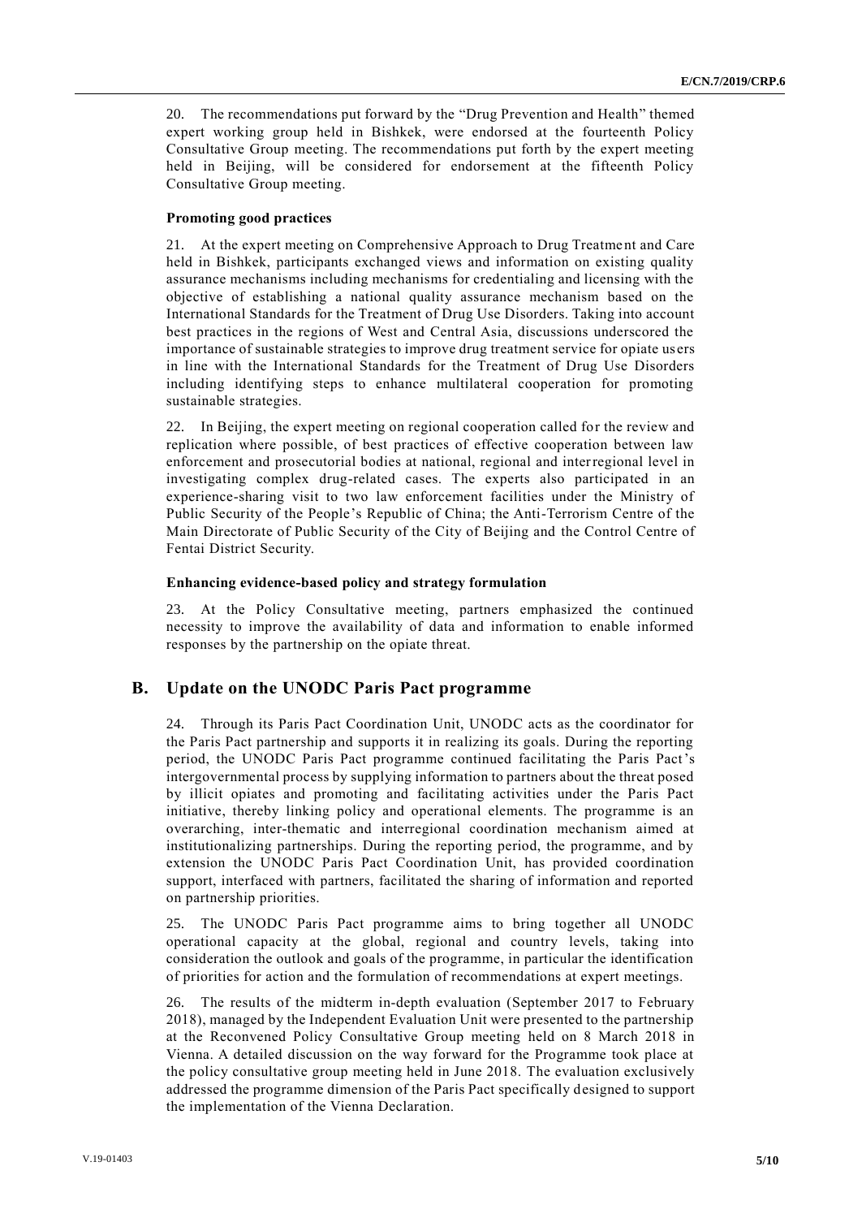20. The recommendations put forward by the "Drug Prevention and Health" themed expert working group held in Bishkek, were endorsed at the fourteenth Policy Consultative Group meeting. The recommendations put forth by the expert meeting held in Beijing, will be considered for endorsement at the fifteenth Policy Consultative Group meeting.

**Promoting good practices**

21. At the expert meeting on Comprehensive Approach to Drug Treatment and Care held in Bishkek, participants exchanged views and information on existing quality assurance mechanisms including mechanisms for credentialing and licensing with the objective of establishing a national quality assurance mechanism based on the International Standards for the Treatment of Drug Use Disorders. Taking into account best practices in the regions of West and Central Asia, discussions underscored the importance of sustainable strategies to improve drug treatment service for opiate users in line with the International Standards for the Treatment of Drug Use Disorders including identifying steps to enhance multilateral cooperation for promoting sustainable strategies.

22. In Beijing, the expert meeting on regional cooperation called for the review and replication where possible, of best practices of effective cooperation between law enforcement and prosecutorial bodies at national, regional and interregional level in investigating complex drug-related cases. The experts also participated in an experience-sharing visit to two law enforcement facilities under the Ministry of Public Security of the People's Republic of China; the Anti-Terrorism Centre of the Main Directorate of Public Security of the City of Beijing and the Control Centre of Fentai District Security.

**Enhancing evidence-based policy and strategy formulation**

23. At the Policy Consultative meeting, partners emphasized the continued necessity to improve the availability of data and information to enable informed responses by the partnership on the opiate threat.

## B. Update on the UNODC Paris Pact programme

24. Through its Paris Pact Coordination Unit, UNODC acts as the coordinator for the Paris Pact partnership and supports it in realizing its goals. During the reporting period, the UNODC Paris Pact programme continued facilitating the Paris Pact's intergovernmental process by supplying information to partners about the threat posed by illicit opiates and promoting and facilitating activities under the Paris Pact initiative, thereby linking policy and operational elements. The programme is an overarching, inter-thematic and interregional coordination mechanism aimed at institutionalizing partnerships. During the reporting period, the programme, and by extension the UNODC Paris Pact Coordination Unit, has provided coordination support, interfaced with partners, facilitated the sharing of information and reported on partnership priorities.

25. The UNODC Paris Pact programme aims to bring together all UNODC operational capacity at the global, regional and country levels, taking into consideration the outlook and goals of the programme, in particular the identification of priorities for action and the formulation of recommendations at expert meetings.

26. The results of the midterm in-depth evaluation (September 2017 to February 2018), managed by the Independent Evaluation Unit were presented to the partnership at the Reconvened Policy Consultative Group meeting held on 8 March 2018 in Vienna. A detailed discussion on the way forward for the Programme took place at the policy consultative group meeting held in June 2018. The evaluation exclusively addressed the programme dimension of the Paris Pact specifically designed to support the implementation of the Vienna Declaration.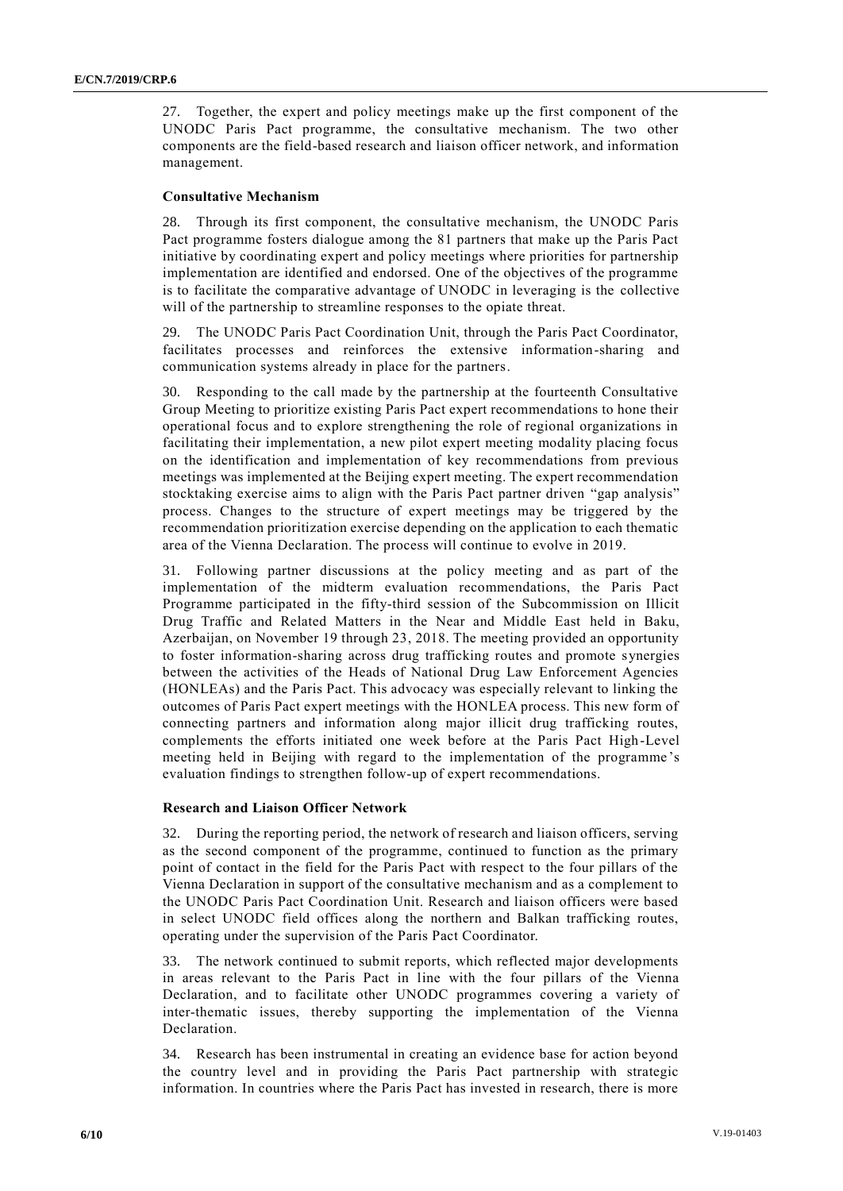27. Together, the expert and policy meetings make up the first component of the UNODC Paris Pact programme, the consultative mechanism. The two other components are the field-based research and liaison officer network, and information management.

### Consultative Mechanism

28. Through its first component, the consultative mechanism, the UNODC Paris Pact programme fosters dialogue among the 81 partners that make up the Paris Pact initiative by coordinating expert and policy meetings where priorities for partnership implementation are identified and endorsed. One of the objectives of the programme is to facilitate the comparative advantage of UNODC in leveraging is the collective will of the partnership to streamline responses to the opiate threat.

29. The UNODC Paris Pact Coordination Unit, through the Paris Pact Coordinator, facilitates processes and reinforces the extensive information-sharing and communication systems already in place for the partners.

30. Responding to the call made by the partnership at the fourteenth Consultative Group Meeting to prioritize existing Paris Pact expert recommendations to hone their operational focus and to explore strengthening the role of regional organizations in facilitating their implementation, a new pilot expert meeting modality placing focus on the identification and implementation of key recommendations from previous meetings was implemented at the Beijing expert meeting. The expert recommendation stocktaking exercise aims to align with the Paris Pact partner driven "gap analysis" process. Changes to the structure of expert meetings may be triggered by the recommendation prioritization exercise depending on the application to each thematic area of the Vienna Declaration. The process will continue to evolve in 2019.

31. Following partner discussions at the policy meeting and as part of the implementation of the midterm evaluation recommendations, the Paris Pact Programme participated in the fifty-third session of the Subcommission on Illicit Drug Traffic and Related Matters in the Near and Middle East held in Baku, Azerbaijan, on November 19 through 23, 2018. The meeting provided an opportunity to foster information-sharing across drug trafficking routes and promote synergies between the activities of the Heads of National Drug Law Enforcement Agencies (HONLEAs) and the Paris Pact. This advocacy was especially relevant to linking the outcomes of Paris Pact expert meetings with the HONLEA process. This new form of connecting partners and information along major illicit drug trafficking routes, complements the efforts initiated one week before at the Paris Pact High-Level meeting held in Beijing with regard to the implementation of the programme's evaluation findings to strengthen follow-up of expert recommendations.

### Research and Liaison Officer Network

32. During the reporting period, the network of research and liaison officers, serving as the second component of the programme, continued to function as the primary point of contact in the field for the Paris Pact with respect to the four pillars of the Vienna Declaration in support of the consultative mechanism and as a complement to the UNODC Paris Pact Coordination Unit. Research and liaison officers were based in select UNODC field offices along the northern and Balkan trafficking routes, operating under the supervision of the Paris Pact Coordinator.

33. The network continued to submit reports, which reflected major developments in areas relevant to the Paris Pact in line with the four pillars of the Vienna Declaration, and to facilitate other UNODC programmes covering a variety of inter-thematic issues, thereby supporting the implementation of the Vienna Declaration.

34. Research has been instrumental in creating an evidence base for action beyond the country level and in providing the Paris Pact partnership with strategic information. In countries where the Paris Pact has invested in research, there is more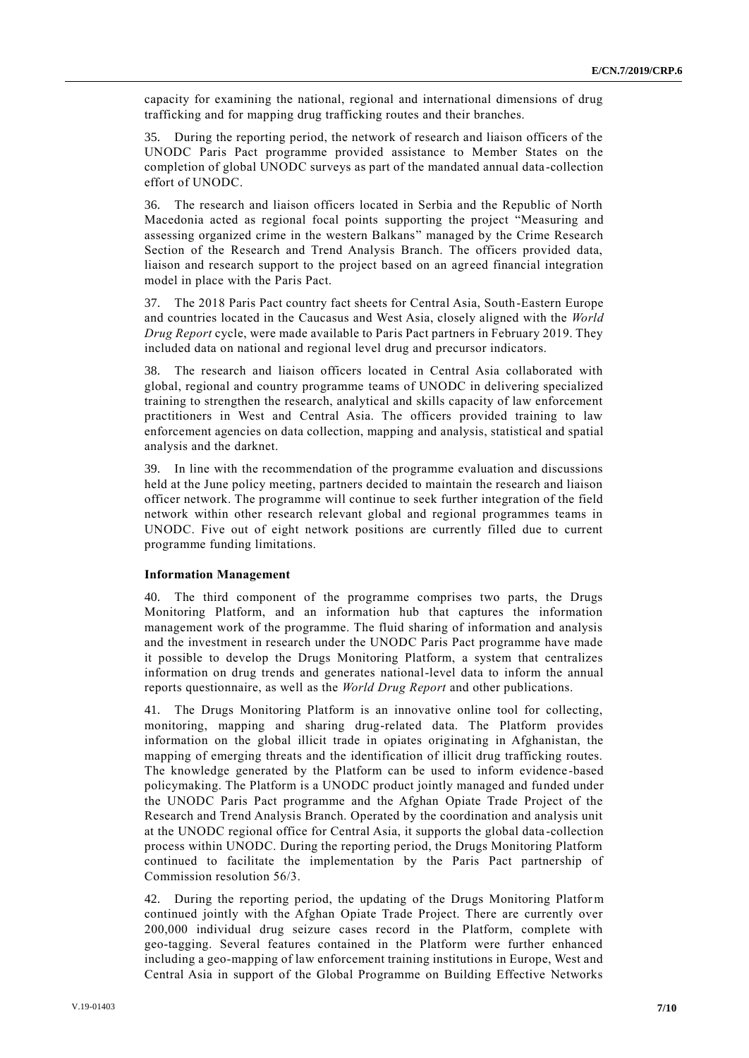capacity for examining the national, regional and international dimensions of drug trafficking and for mapping drug trafficking routes and their branches.

35. During the reporting period, the network of research and liaison officers of the UNODC Paris Pact programme provided assistance to Member States on the completion of global UNODC surveys as part of the mandated annual data-collection effort of UNODC.

36. The research and liaison officers located in Serbia and the Republic of North Macedonia acted as regional focal points supporting the project "Measuring and assessing organized crime in the western Balkans" managed by the Crime Research Section of the Research and Trend Analysis Branch. The officers provided data, liaison and research support to the project based on an agreed financial integration model in place with the Paris Pact.

37. The 2018 Paris Pact country fact sheets for Central Asia, South-Eastern Europe and countries located in the Caucasus and West Asia, closely aligned with the *World Drug Report* cycle, were made available to Paris Pact partners in February 2019. They included data on national and regional level drug and precursor indicators.

38. The research and liaison officers located in Central Asia collaborated with global, regional and country programme teams of UNODC in delivering specialized training to strengthen the research, analytical and skills capacity of law enforcement practitioners in West and Central Asia. The officers provided training to law enforcement agencies on data collection, mapping and analysis, statistical and spatial analysis and the darknet.

39. In line with the recommendation of the programme evaluation and discussions held at the June policy meeting, partners decided to maintain the research and liaison officer network. The programme will continue to seek further integration of the field network within other research relevant global and regional programmes teams in UNODC. Five out of eight network positions are currently filled due to current programme funding limitations.

**Information Management**

40. The third component of the programme comprises two parts, the Drugs Monitoring Platform, and an information hub that captures the information management work of the programme. The fluid sharing of information and analysis and the investment in research under the UNODC Paris Pact programme have made it possible to develop the Drugs Monitoring Platform, a system that centralizes information on drug trends and generates national-level data to inform the annual reports questionnaire, as well as the *World Drug Report* and other publications.

41. The Drugs Monitoring Platform is an innovative online tool for collecting, monitoring, mapping and sharing drug-related data. The Platform provides information on the global illicit trade in opiates originating in Afghanistan, the mapping of emerging threats and the identification of illicit drug trafficking routes. The knowledge generated by the Platform can be used to inform evidence-based policymaking. The Platform is a UNODC product jointly managed and funded under the UNODC Paris Pact programme and the Afghan Opiate Trade Project of the Research and Trend Analysis Branch. Operated by the coordination and analysis unit at the UNODC regional office for Central Asia, it supports the global data-collection process within UNODC. During the reporting period, the Drugs Monitoring Platform continued to facilitate the implementation by the Paris Pact partnership of Commission resolution 56/3.

42. During the reporting period, the updating of the Drugs Monitoring Platform continued jointly with the Afghan Opiate Trade Project. There are currently over 200,000 individual drug seizure cases record in the Platform, complete with geo-tagging. Several features contained in the Platform were further enhanced including a geo-mapping of law enforcement training institutions in Europe, West and Central Asia in support of the Global Programme on Building Effective Networks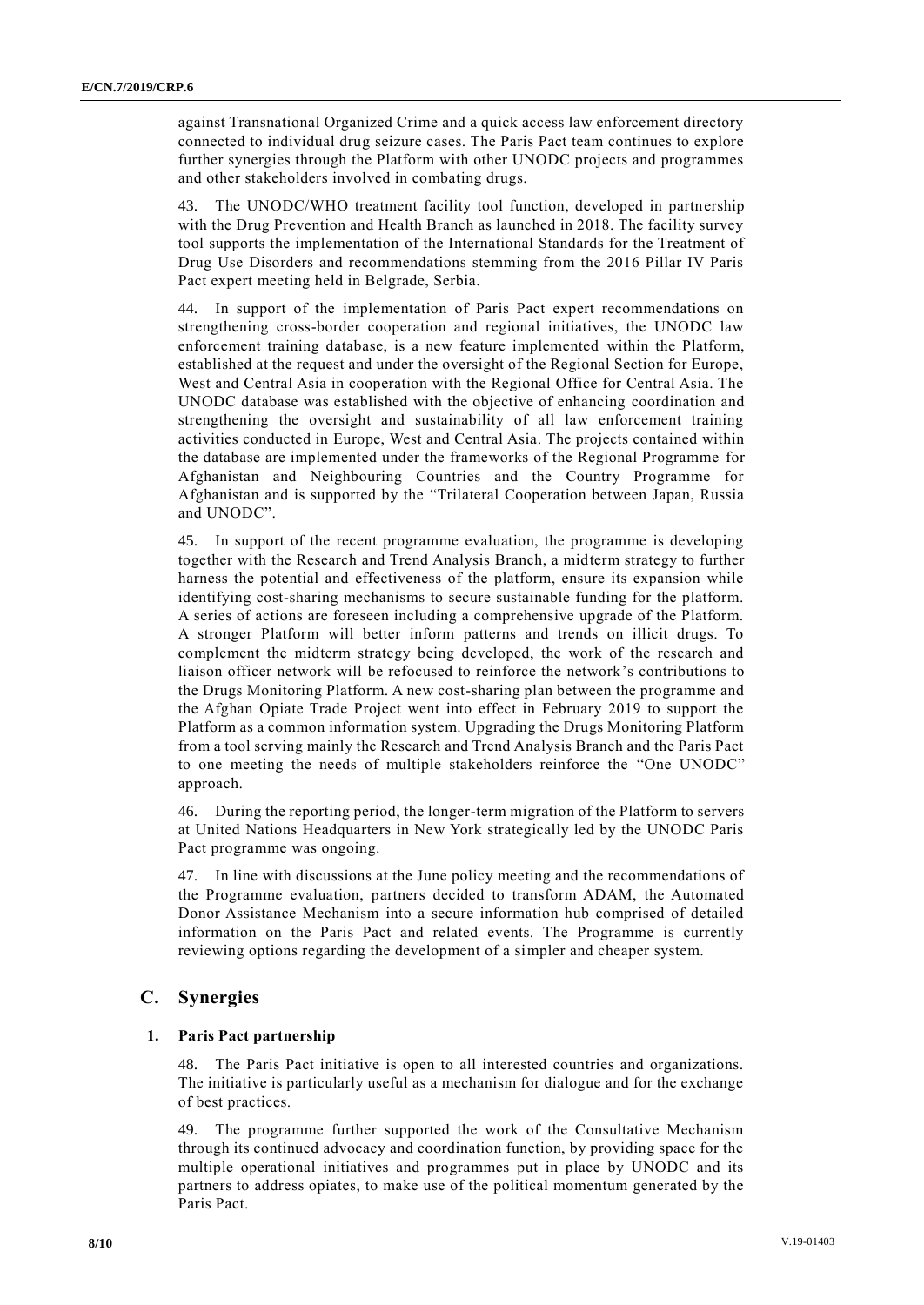against Transnational Organized Crime and a quick access law enforcement directory connected to individual drug seizure cases. The Paris Pact team continues to explore further synergies through the Platform with other UNODC projects and programmes and other stakeholders involved in combating drugs.

43. The UNODC/WHO treatment facility tool function, developed in partnership with the Drug Prevention and Health Branch as launched in 2018. The facility survey tool supports the implementation of the International Standards for the Treatment of Drug Use Disorders and recommendations stemming from the 2016 Pillar IV Paris Pact expert meeting held in Belgrade, Serbia.

44. In support of the implementation of Paris Pact expert recommendations on strengthening cross-border cooperation and regional initiatives, the UNODC law enforcement training database, is a new feature implemented within the Platform, established at the request and under the oversight of the Regional Section for Europe, West and Central Asia in cooperation with the Regional Office for Central Asia. The UNODC database was established with the objective of enhancing coordination and strengthening the oversight and sustainability of all law enforcement training activities conducted in Europe, West and Central Asia. The projects contained within the database are implemented under the frameworks of the Regional Programme for Afghanistan and Neighbouring Countries and the Country Programme for Afghanistan and is supported by the "Trilateral Cooperation between Japan, Russia and UNODC".

45. In support of the recent programme evaluation, the programme is developing together with the Research and Trend Analysis Branch, a midterm strategy to further harness the potential and effectiveness of the platform, ensure its expansion while identifying cost-sharing mechanisms to secure sustainable funding for the platform. A series of actions are foreseen including a comprehensive upgrade of the Platform. A stronger Platform will better inform patterns and trends on illicit drugs. To complement the midterm strategy being developed, the work of the research and liaison officer network will be refocused to reinforce the network's contributions to the Drugs Monitoring Platform. A new cost-sharing plan between the programme and the Afghan Opiate Trade Project went into effect in February 2019 to support the Platform as a common information system. Upgrading the Drugs Monitoring Platform from a tool serving mainly the Research and Trend Analysis Branch and the Paris Pact to one meeting the needs of multiple stakeholders reinforce the "One UNODC" approach.

46. During the reporting period, the longer-term migration of the Platform to servers at United Nations Headquarters in New York strategically led by the UNODC Paris Pact programme was ongoing.

47. In line with discussions at the June policy meeting and the recommendations of the Programme evaluation, partners decided to transform ADAM, the Automated Donor Assistance Mechanism into a secure information hub comprised of detailed information on the Paris Pact and related events. The Programme is currently reviewing options regarding the development of a simpler and cheaper system.

## C. Synergies

### 1. Paris Pact partnership

48. The Paris Pact initiative is open to all interested countries and organizations. The initiative is particularly useful as a mechanism for dialogue and for the exchange of best practices.

49. The programme further supported the work of the Consultative Mechanism through its continued advocacy and coordination function, by providing space for the multiple operational initiatives and programmes put in place by UNODC and its partners to address opiates, to make use of the political momentum generated by the Paris Pact.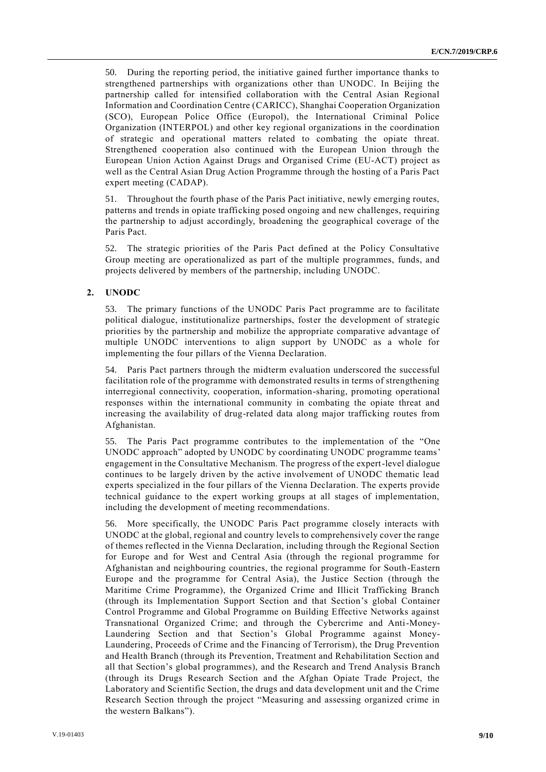50. During the reporting period, the initiative gained further importance thanks to strengthened partnerships with organizations other than UNODC. In Beijing the partnership called for intensified collaboration with the Central Asian Regional Information and Coordination Centre (CARICC), Shanghai Cooperation Organization (SCO), European Police Office (Europol), the International Criminal Police Organization (INTERPOL) and other key regional organizations in the coordination of strategic and operational matters related to combating the opiate threat. Strengthened cooperation also continued with the European Union through the European Union Action Against Drugs and Organised Crime (EU-ACT) project as well as the Central Asian Drug Action Programme through the hosting of a Paris Pact expert meeting (CADAP).

51. Throughout the fourth phase of the Paris Pact initiative, newly emerging routes, patterns and trends in opiate trafficking posed ongoing and new challenges, requiring the partnership to adjust accordingly, broadening the geographical coverage of the Paris Pact.

52. The strategic priorities of the Paris Pact defined at the Policy Consultative Group meeting are operationalized as part of the multiple programmes, funds, and projects delivered by members of the partnership, including UNODC.

## 2. UNODC

53. The primary functions of the UNODC Paris Pact programme are to facilitate political dialogue, institutionalize partnerships, foster the development of strategic priorities by the partnership and mobilize the appropriate comparative advantage of multiple UNODC interventions to align support by UNODC as a whole for implementing the four pillars of the Vienna Declaration.

54. Paris Pact partners through the midterm evaluation underscored the successful facilitation role of the programme with demonstrated results in terms of strengthening interregional connectivity, cooperation, information-sharing, promoting operational responses within the international community in combating the opiate threat and increasing the availability of drug-related data along major trafficking routes from Afghanistan.

55. The Paris Pact programme contributes to the implementation of the "One UNODC approach" adopted by UNODC by coordinating UNODC programme teams' engagement in the Consultative Mechanism. The progress of the expert-level dialogue continues to be largely driven by the active involvement of UNODC thematic lead experts specialized in the four pillars of the Vienna Declaration. The experts provide technical guidance to the expert working groups at all stages of implementation, including the development of meeting recommendations.

56. More specifically, the UNODC Paris Pact programme closely interacts with UNODC at the global, regional and country levels to comprehensively cover the range of themes reflected in the Vienna Declaration, including through the Regional Section for Europe and for West and Central Asia (through the regional programme for Afghanistan and neighbouring countries, the regional programme for South-Eastern Europe and the programme for Central Asia), the Justice Section (through the Maritime Crime Programme), the Organized Crime and Illicit Trafficking Branch (through its Implementation Support Section and that Section's global Container Control Programme and Global Programme on Building Effective Networks against Transnational Organized Crime; and through the Cybercrime and Anti-Money-Laundering Section and that Section's Global Programme against Money-Laundering, Proceeds of Crime and the Financing of Terrorism), the Drug Prevention and Health Branch (through its Prevention, Treatment and Rehabilitation Section and all that Section's global programmes), and the Research and Trend Analysis Branch (through its Drugs Research Section and the Afghan Opiate Trade Project, the Laboratory and Scientific Section, the drugs and data development unit and the Crime Research Section through the project "Measuring and assessing organized crime in the western Balkans").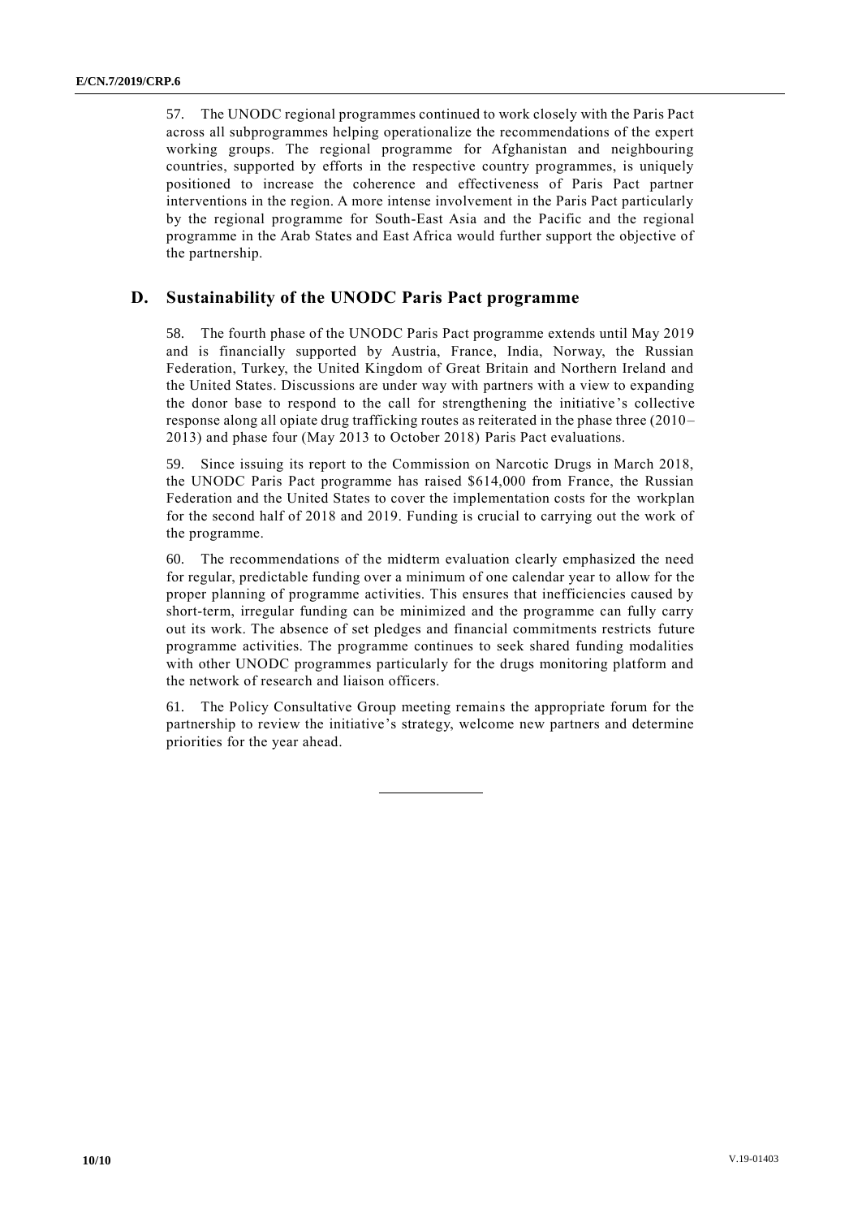57. The UNODC regional programmes continued to work closely with the Paris Pact across all subprogrammes helping operationalize the recommendations of the expert working groups. The regional programme for Afghanistan and neighbouring countries, supported by efforts in the respective country programmes, is uniquely positioned to increase the coherence and effectiveness of Paris Pact partner interventions in the region. A more intense involvement in the Paris Pact particularly by the regional programme for South-East Asia and the Pacific and the regional programme in the Arab States and East Africa would further support the objective of the partnership.

## D. Sustainability of the UNODC Paris Pact programme

58. The fourth phase of the UNODC Paris Pact programme extends until May 2019 and is financially supported by Austria, France, India, Norway, the Russian Federation, Turkey, the United Kingdom of Great Britain and Northern Ireland and the United States. Discussions are under way with partners with a view to expanding the donor base to respond to the call for strengthening the initiative's collective response along all opiate drug trafficking routes as reiterated in the phase three (2010–2013) and phase four (May 2013 to October 2018) Paris Pact evaluations.

59. Since issuing its report to the Commission on Narcotic Drugs in March 2018, the UNODC Paris Pact programme has raised $614,000 from France, the Russian Federation and the United States to cover the implementation costs for the workplan for the second half of 2018 and 2019. Funding is crucial to carrying out the work of the programme.

60. The recommendations of the midterm evaluation clearly emphasized the need for regular, predictable funding over a minimum of one calendar year to allow for the proper planning of programme activities. This ensures that inefficiencies caused by short-term, irregular funding can be minimized and the programme can fully carry out its work. The absence of set pledges and financial commitments restricts future programme activities. The programme continues to seek shared funding modalities with other UNODC programmes particularly for the drugs monitoring platform and the network of research and liaison officers.

61. The Policy Consultative Group meeting remains the appropriate forum for the partnership to review the initiative's strategy, welcome new partners and determine priorities for the year ahead.